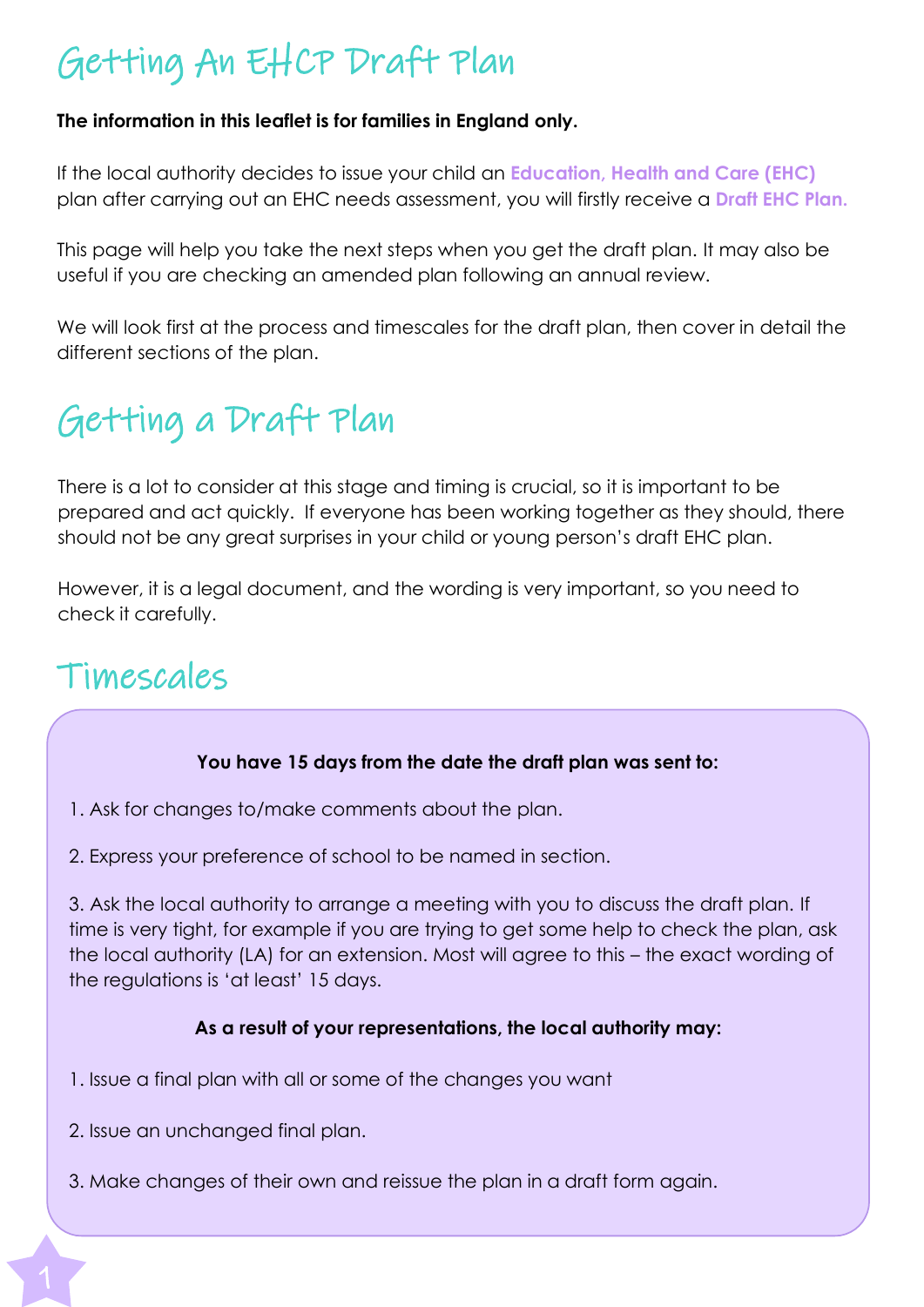# Getting An EHCP Draft Plan

**The information in this leaflet is for families in England only.**

If the local authority decides to issue your child an **Education, Health and Care (EHC)** plan after carrying out an EHC needs assessment, you will firstly receive a **Draft EHC Plan.**

This page will help you take the next steps when you get the draft plan. It may also be useful if you are checking an amended plan following an annual review.

We will look first at the process and timescales for the draft plan, then cover in detail the different sections of the plan.

## Getting a Draft Plan

There is a lot to consider at this stage and timing is crucial, so it is important to be prepared and act quickly. If everyone has been working together as they should, there should not be any great surprises in your child or young person's draft EHC plan.

However, it is a legal document, and the wording is very important, so you need to check it carefully.

## Timescales

**You have 15 days from the date the draft plan was sent to:**

1. Ask for changes to/make comments about the plan.
2. Express your preference of school to be named in section.
3. Ask the local authority to arrange a meeting with you to discuss the draft plan. If time is very tight, for example if you are trying to get some help to check the plan, ask the local authority (LA) for an extension. Most will agree to this – the exact wording of the regulations is 'at least' 15 days.

**As a result of your representations, the local authority may:**

1. Issue a final plan with all or some of the changes you want
2. Issue an unchanged final plan.
3. Make changes of their own and reissue the plan in a draft form again.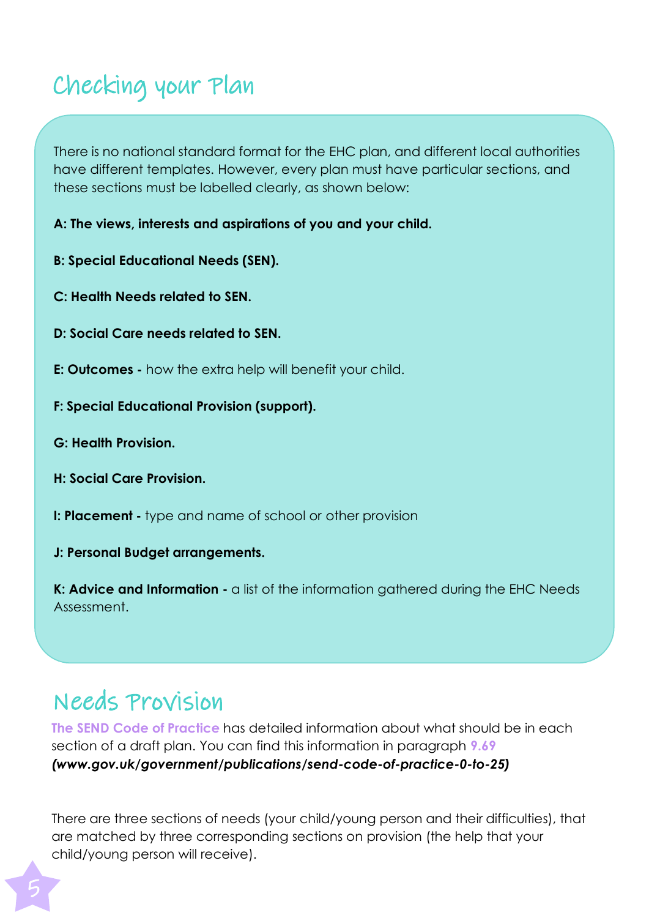## Checking your Plan

There is no national standard format for the EHC plan, and different local authorities have different templates. However, every plan must have particular sections, and these sections must be labelled clearly, as shown below:

**A: The views, interests and aspirations of you and your child.**

**B: Special Educational Needs (SEN).**

**C: Health Needs related to SEN.**

**D: Social Care needs related to SEN.**

**E: Outcomes -** how the extra help will benefit your child.

**F: Special Educational Provision (support).**

**G: Health Provision.**

**H: Social Care Provision.**

**I: Placement -** type and name of school or other provision

**J: Personal Budget arrangements.**

**K: Advice and Information -** a list of the information gathered during the EHC Needs Assessment.

## Needs Provision

The SEND Code of Practice has detailed information about what should be in each section of a draft plan. You can find this information in paragraph 9.69 ***(www.gov.uk/government/publications/send-code-of-practice-0-to-25)***

There are three sections of needs (your child/young person and their difficulties), that are matched by three corresponding sections on provision (the help that your child/young person will receive).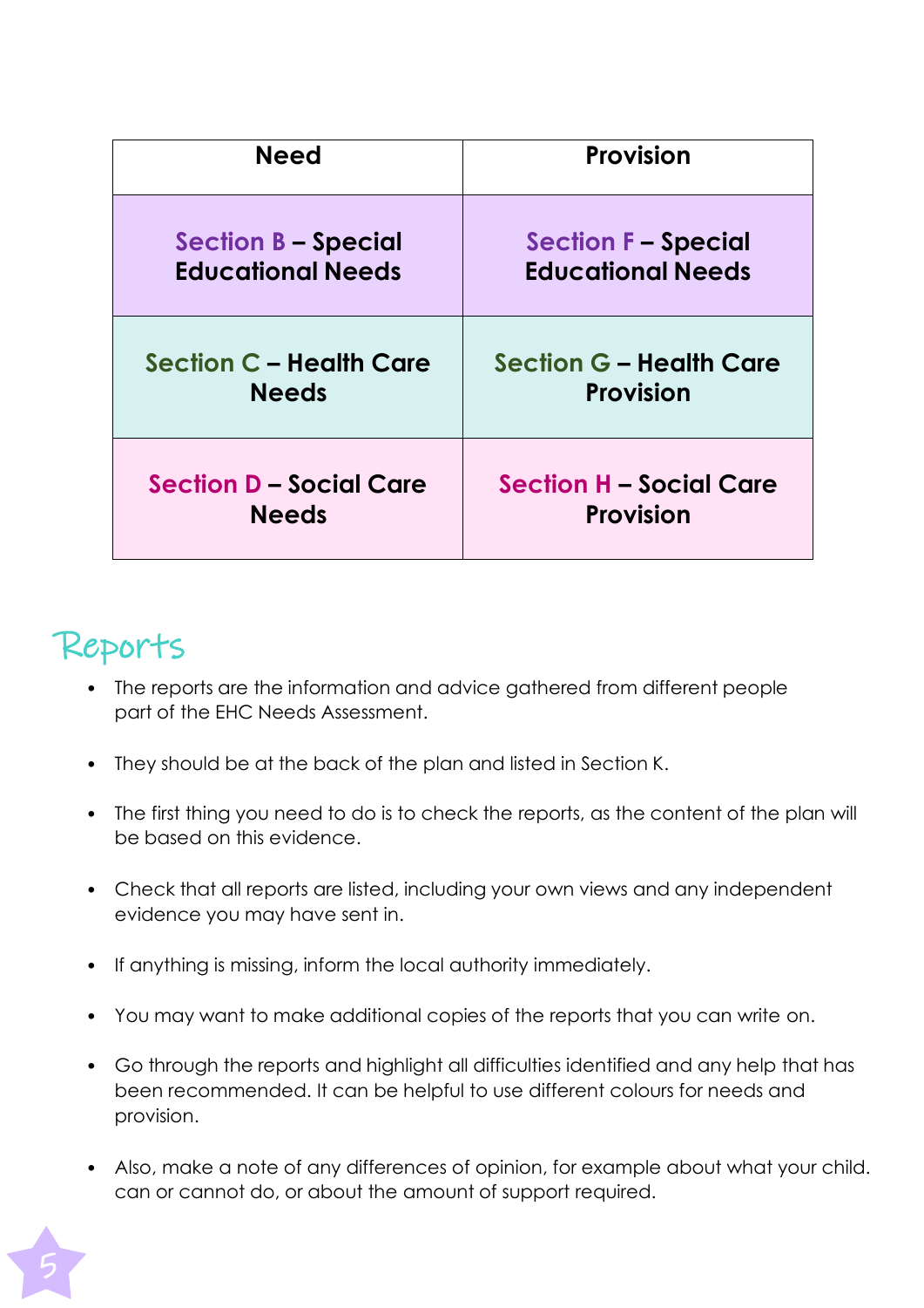| Need | Provision |
|---|---|
| **Section B – Special Educational Needs** | **Section F – Special Educational Needs** |
| **Section C – Health Care Needs** | **Section G – Health Care Provision** |
| **Section D – Social Care Needs** | **Section H – Social Care Provision** |

## Reports

- The reports are the information and advice gathered from different people part of the EHC Needs Assessment.
- They should be at the back of the plan and listed in Section K.
- The first thing you need to do is to check the reports, as the content of the plan will be based on this evidence.
- Check that all reports are listed, including your own views and any independent evidence you may have sent in.
- If anything is missing, inform the local authority immediately.
- You may want to make additional copies of the reports that you can write on.
- Go through the reports and highlight all difficulties identified and any help that has been recommended. It can be helpful to use different colours for needs and provision.
- Also, make a note of any differences of opinion, for example about what your child. can or cannot do, or about the amount of support required.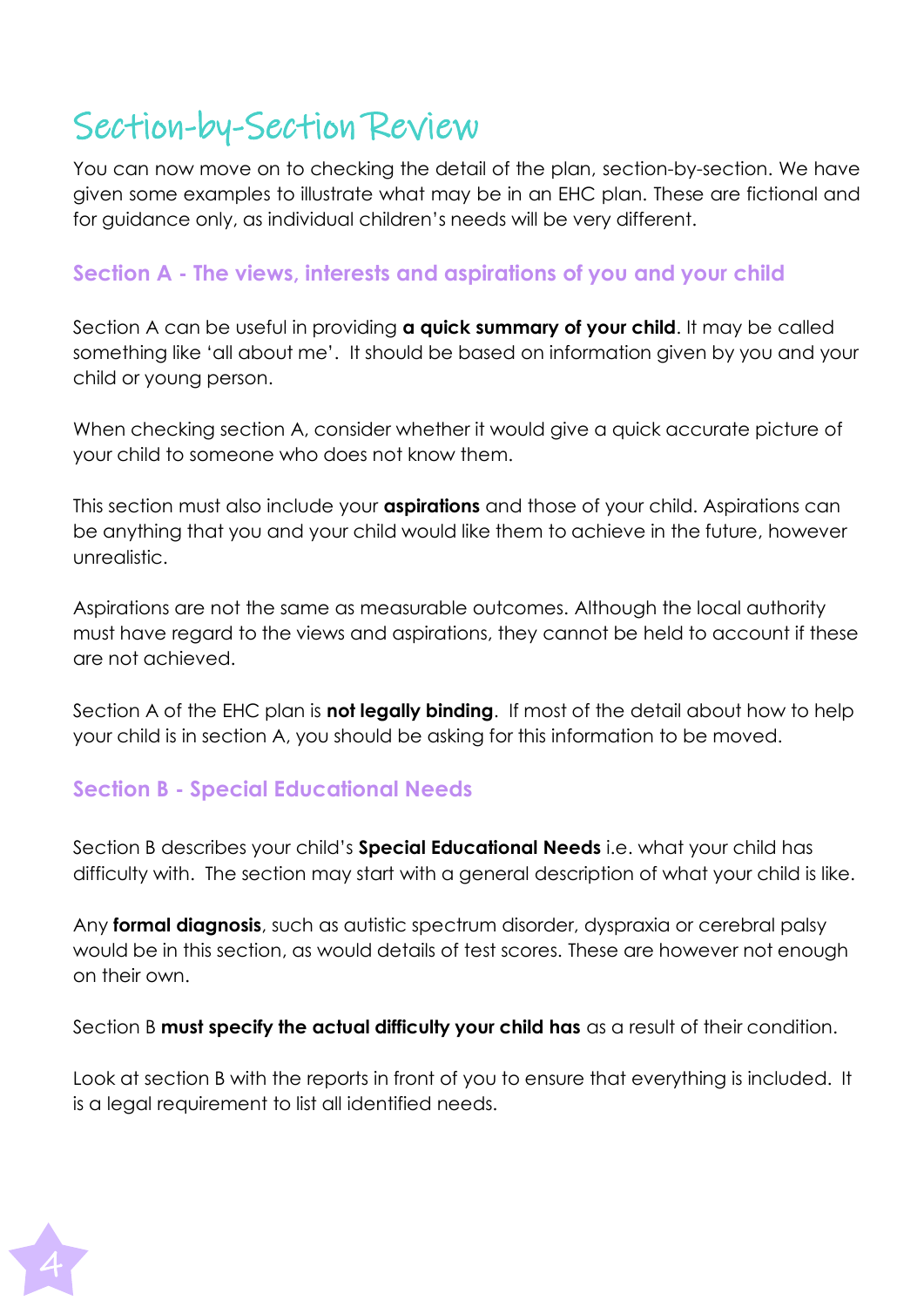# Section-by-Section Review

You can now move on to checking the detail of the plan, section-by-section. We have given some examples to illustrate what may be in an EHC plan. These are fictional and for guidance only, as individual children's needs will be very different.

## Section A - The views, interests and aspirations of you and your child

Section A can be useful in providing **a quick summary of your child**. It may be called something like 'all about me'. It should be based on information given by you and your child or young person.

When checking section A, consider whether it would give a quick accurate picture of your child to someone who does not know them.

This section must also include your **aspirations** and those of your child. Aspirations can be anything that you and your child would like them to achieve in the future, however unrealistic.

Aspirations are not the same as measurable outcomes. Although the local authority must have regard to the views and aspirations, they cannot be held to account if these are not achieved.

Section A of the EHC plan is **not legally binding**. If most of the detail about how to help your child is in section A, you should be asking for this information to be moved.

## Section B - Special Educational Needs

Section B describes your child's **Special Educational Needs** i.e. what your child has difficulty with. The section may start with a general description of what your child is like.

Any **formal diagnosis**, such as autistic spectrum disorder, dyspraxia or cerebral palsy would be in this section, as would details of test scores. These are however not enough on their own.

Section B **must specify the actual difficulty your child has** as a result of their condition.

Look at section B with the reports in front of you to ensure that everything is included. It is a legal requirement to list all identified needs.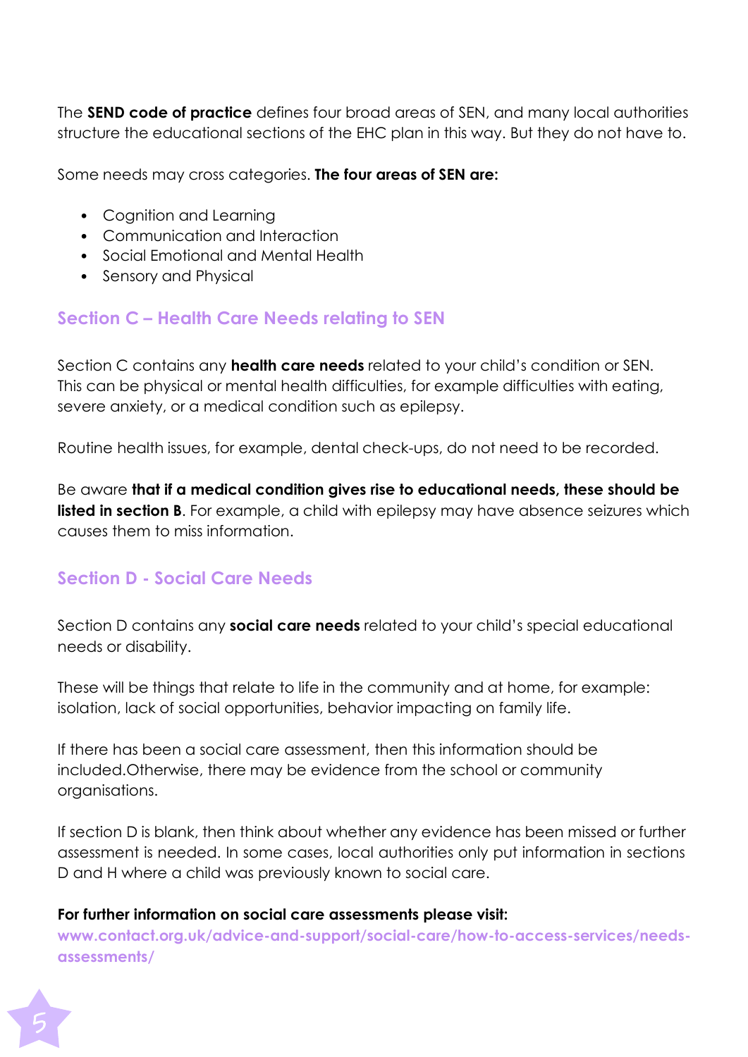The **SEND code of practice** defines four broad areas of SEN, and many local authorities structure the educational sections of the EHC plan in this way. But they do not have to.

Some needs may cross categories. **The four areas of SEN are:**

- Cognition and Learning
- Communication and Interaction
- Social Emotional and Mental Health
- Sensory and Physical

## Section C – Health Care Needs relating to SEN

Section C contains any **health care needs** related to your child's condition or SEN. This can be physical or mental health difficulties, for example difficulties with eating, severe anxiety, or a medical condition such as epilepsy.

Routine health issues, for example, dental check-ups, do not need to be recorded.

Be aware **that if a medical condition gives rise to educational needs, these should be listed in section B**. For example, a child with epilepsy may have absence seizures which causes them to miss information.

## Section D - Social Care Needs

Section D contains any **social care needs** related to your child's special educational needs or disability.

These will be things that relate to life in the community and at home, for example: isolation, lack of social opportunities, behavior impacting on family life.

If there has been a social care assessment, then this information should be included.Otherwise, there may be evidence from the school or community organisations.

If section D is blank, then think about whether any evidence has been missed or further assessment is needed. In some cases, local authorities only put information in sections D and H where a child was previously known to social care.

**For further information on social care assessments please visit:**
**www.contact.org.uk/advice-and-support/social-care/how-to-access-services/needs-assessments/**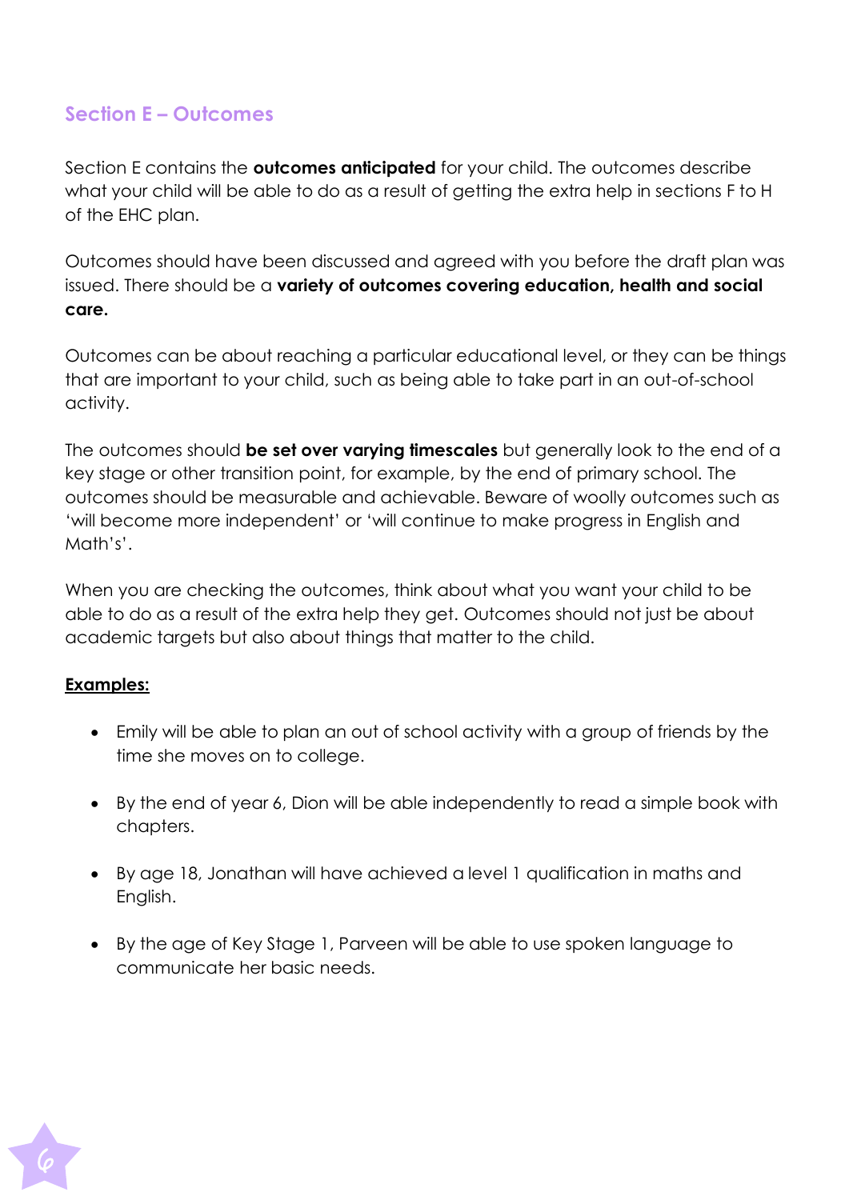## Section E – Outcomes

Section E contains the **outcomes anticipated** for your child. The outcomes describe what your child will be able to do as a result of getting the extra help in sections F to H of the EHC plan.

Outcomes should have been discussed and agreed with you before the draft plan was issued. There should be a **variety of outcomes covering education, health and social care.**

Outcomes can be about reaching a particular educational level, or they can be things that are important to your child, such as being able to take part in an out-of-school activity.

The outcomes should **be set over varying timescales** but generally look to the end of a key stage or other transition point, for example, by the end of primary school. The outcomes should be measurable and achievable. Beware of woolly outcomes such as 'will become more independent' or 'will continue to make progress in English and Math's'.

When you are checking the outcomes, think about what you want your child to be able to do as a result of the extra help they get. Outcomes should not just be about academic targets but also about things that matter to the child.

**Examples:**

- Emily will be able to plan an out of school activity with a group of friends by the time she moves on to college.
- By the end of year 6, Dion will be able independently to read a simple book with chapters.
- By age 18, Jonathan will have achieved a level 1 qualification in maths and English.
- By the age of Key Stage 1, Parveen will be able to use spoken language to communicate her basic needs.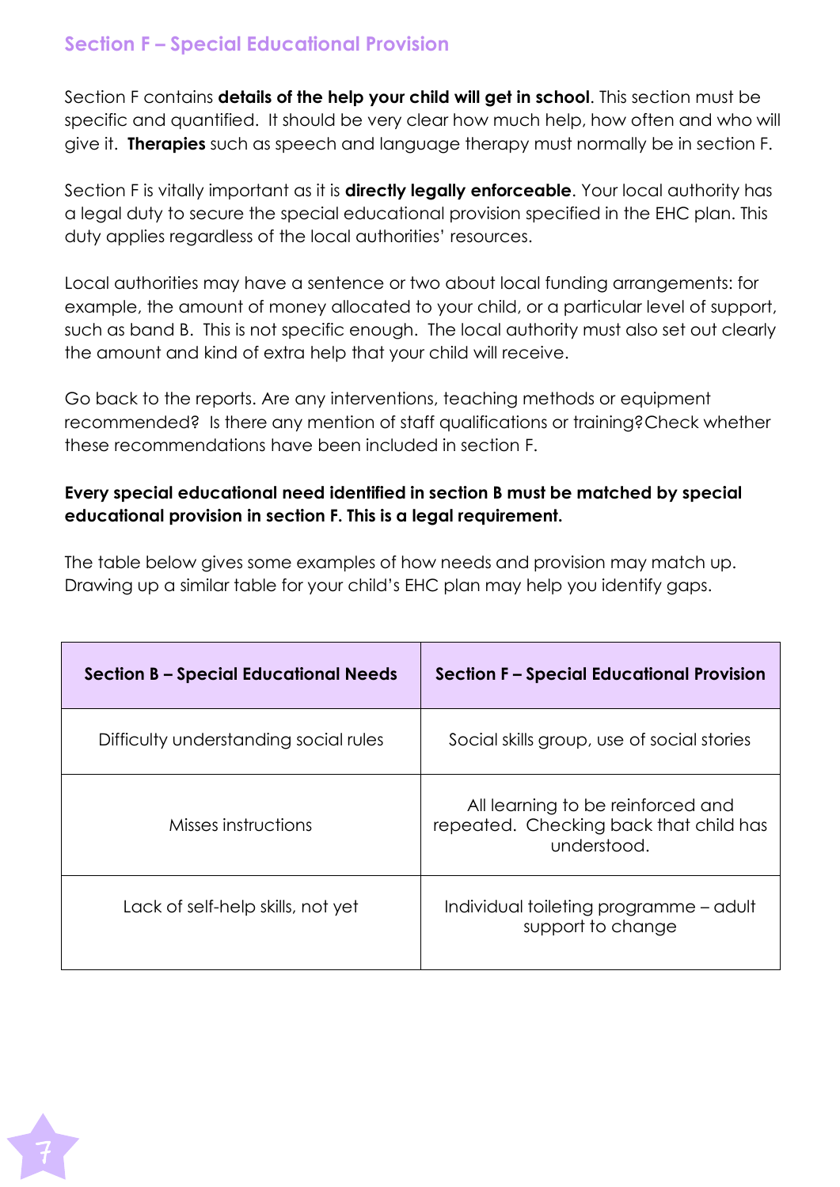## Section F – Special Educational Provision

Section F contains **details of the help your child will get in school**. This section must be specific and quantified. It should be very clear how much help, how often and who will give it. **Therapies** such as speech and language therapy must normally be in section F.

Section F is vitally important as it is **directly legally enforceable**. Your local authority has a legal duty to secure the special educational provision specified in the EHC plan. This duty applies regardless of the local authorities' resources.

Local authorities may have a sentence or two about local funding arrangements: for example, the amount of money allocated to your child, or a particular level of support, such as band B. This is not specific enough. The local authority must also set out clearly the amount and kind of extra help that your child will receive.

Go back to the reports. Are any interventions, teaching methods or equipment recommended? Is there any mention of staff qualifications or training?Check whether these recommendations have been included in section F.

**Every special educational need identified in section B must be matched by special educational provision in section F. This is a legal requirement.**

The table below gives some examples of how needs and provision may match up. Drawing up a similar table for your child's EHC plan may help you identify gaps.

| Section B – Special Educational Needs | Section F – Special Educational Provision |
|---|---|
| Difficulty understanding social rules | Social skills group, use of social stories |
| Misses instructions | All learning to be reinforced and repeated. Checking back that child has understood. |
| Lack of self-help skills, not yet | Individual toileting programme – adult support to change |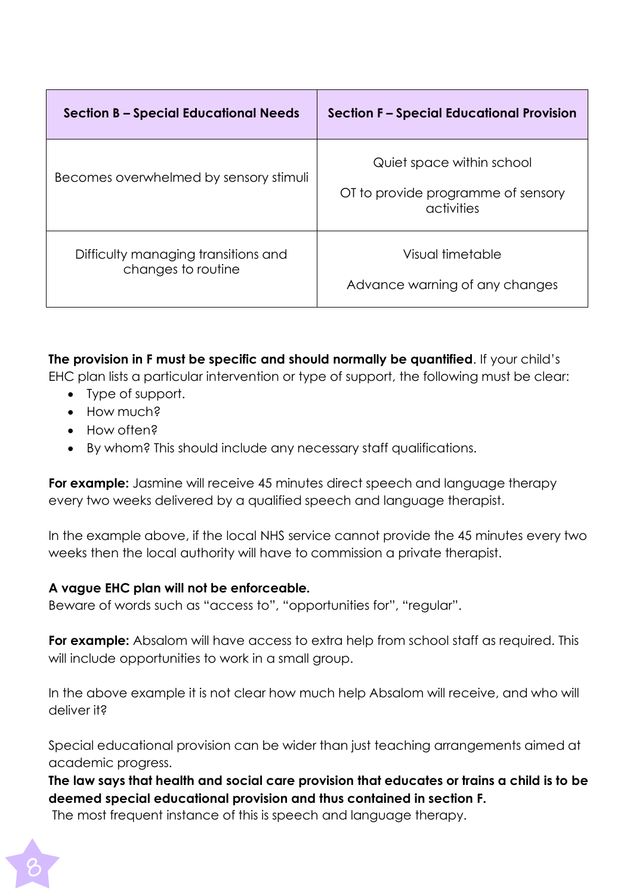| Section B – Special Educational Needs | Section F – Special Educational Provision |
| --- | --- |
| Becomes overwhelmed by sensory stimuli | Quiet space within school<br><br>OT to provide programme of sensory activities |
| Difficulty managing transitions and changes to routine | Visual timetable<br><br>Advance warning of any changes |

**The provision in F must be specific and should normally be quantified**. If your child's EHC plan lists a particular intervention or type of support, the following must be clear:

- Type of support.
- How much?
- How often?
- By whom? This should include any necessary staff qualifications.

**For example:** Jasmine will receive 45 minutes direct speech and language therapy every two weeks delivered by a qualified speech and language therapist.

In the example above, if the local NHS service cannot provide the 45 minutes every two weeks then the local authority will have to commission a private therapist.

**A vague EHC plan will not be enforceable.**
Beware of words such as "access to", "opportunities for", "regular".

**For example:** Absalom will have access to extra help from school staff as required. This will include opportunities to work in a small group.

In the above example it is not clear how much help Absalom will receive, and who will deliver it?

Special educational provision can be wider than just teaching arrangements aimed at academic progress.
**The law says that health and social care provision that educates or trains a child is to be deemed special educational provision and thus contained in section F.**
The most frequent instance of this is speech and language therapy.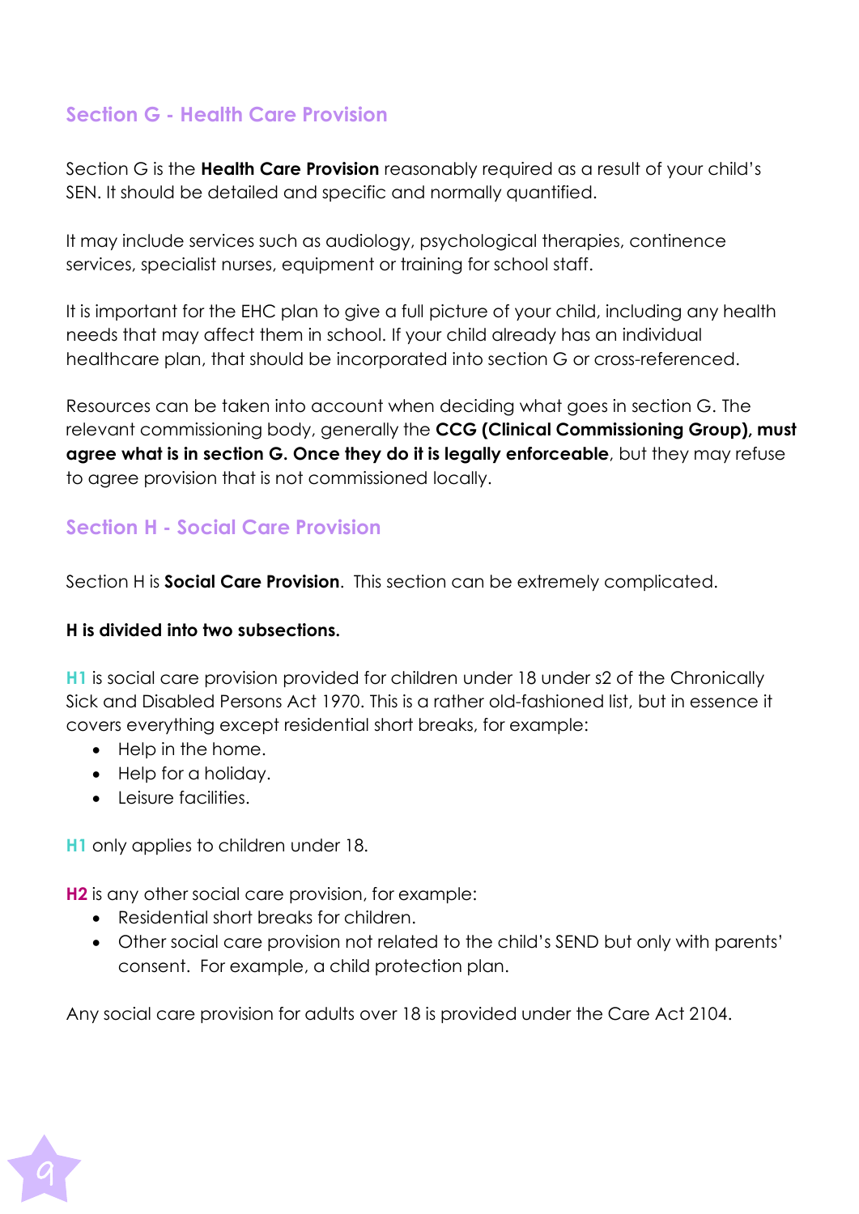## Section G - Health Care Provision

Section G is the **Health Care Provision** reasonably required as a result of your child's SEN. It should be detailed and specific and normally quantified.

It may include services such as audiology, psychological therapies, continence services, specialist nurses, equipment or training for school staff.

It is important for the EHC plan to give a full picture of your child, including any health needs that may affect them in school. If your child already has an individual healthcare plan, that should be incorporated into section G or cross-referenced.

Resources can be taken into account when deciding what goes in section G. The relevant commissioning body, generally the **CCG (Clinical Commissioning Group), must agree what is in section G. Once they do it is legally enforceable**, but they may refuse to agree provision that is not commissioned locally.

## Section H - Social Care Provision

Section H is **Social Care Provision**. This section can be extremely complicated.

**H is divided into two subsections.**

**H1** is social care provision provided for children under 18 under s2 of the Chronically Sick and Disabled Persons Act 1970. This is a rather old-fashioned list, but in essence it covers everything except residential short breaks, for example:

- Help in the home.
- Help for a holiday.
- Leisure facilities.

**H1** only applies to children under 18.

**H2** is any other social care provision, for example:

- Residential short breaks for children.
- Other social care provision not related to the child's SEND but only with parents' consent. For example, a child protection plan.

Any social care provision for adults over 18 is provided under the Care Act 2104.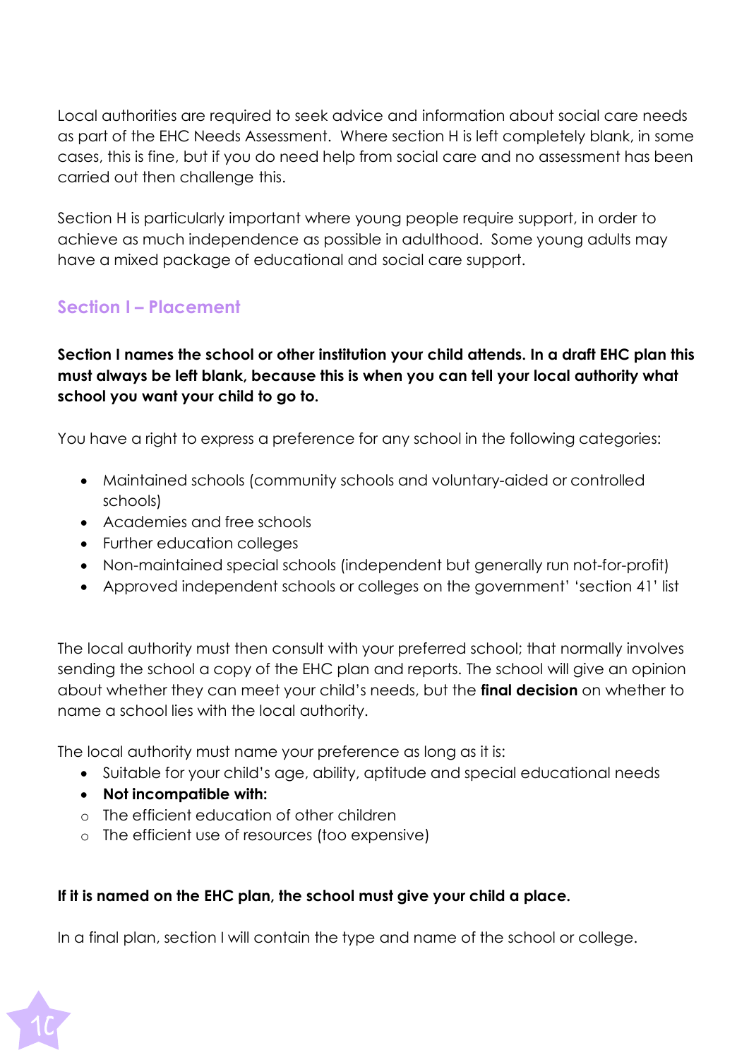Local authorities are required to seek advice and information about social care needs as part of the EHC Needs Assessment. Where section H is left completely blank, in some cases, this is fine, but if you do need help from social care and no assessment has been carried out then challenge this.

Section H is particularly important where young people require support, in order to achieve as much independence as possible in adulthood. Some young adults may have a mixed package of educational and social care support.

## Section I – Placement

**Section I names the school or other institution your child attends. In a draft EHC plan this must always be left blank, because this is when you can tell your local authority what school you want your child to go to.**

You have a right to express a preference for any school in the following categories:

- Maintained schools (community schools and voluntary-aided or controlled schools)
- Academies and free schools
- Further education colleges
- Non-maintained special schools (independent but generally run not-for-profit)
- Approved independent schools or colleges on the government' 'section 41' list

The local authority must then consult with your preferred school; that normally involves sending the school a copy of the EHC plan and reports. The school will give an opinion about whether they can meet your child's needs, but the **final decision** on whether to name a school lies with the local authority.

The local authority must name your preference as long as it is:

- Suitable for your child's age, ability, aptitude and special educational needs
- **Not incompatible with:**
  - The efficient education of other children
  - The efficient use of resources (too expensive)

**If it is named on the EHC plan, the school must give your child a place.**

In a final plan, section I will contain the type and name of the school or college.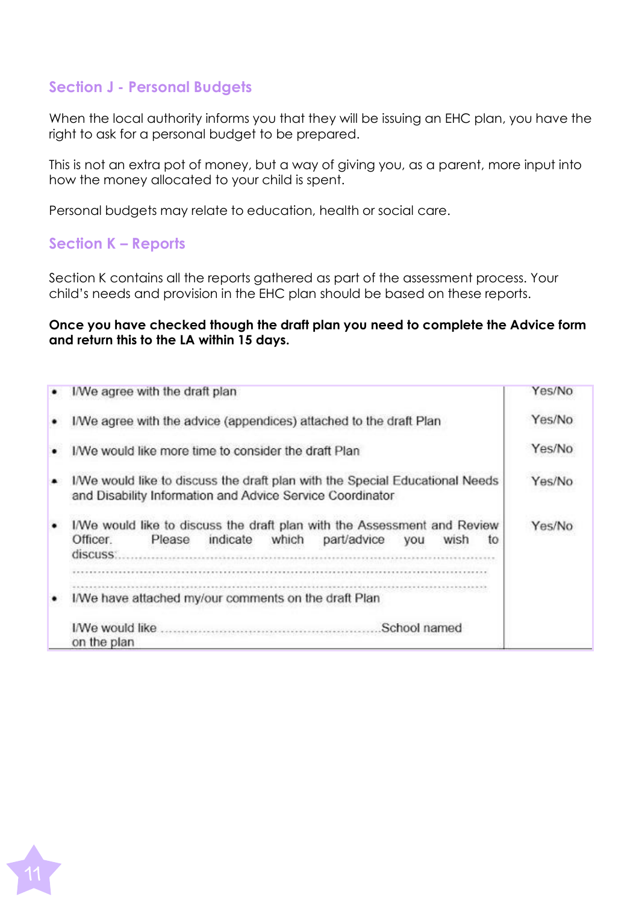## Section J - Personal Budgets

When the local authority informs you that they will be issuing an EHC plan, you have the right to ask for a personal budget to be prepared.

This is not an extra pot of money, but a way of giving you, as a parent, more input into how the money allocated to your child is spent.

Personal budgets may relate to education, health or social care.

## Section K – Reports

Section K contains all the reports gathered as part of the assessment process. Your child's needs and provision in the EHC plan should be based on these reports.

**Once you have checked though the draft plan you need to complete the Advice form and return this to the LA within 15 days.**

| | |
|---|---|
| • I/We agree with the draft plan | Yes/No |
| • I/We agree with the advice (appendices) attached to the draft Plan | Yes/No |
| • I/We would like more time to consider the draft Plan | Yes/No |
| • I/We would like to discuss the draft plan with the Special Educational Needs and Disability Information and Advice Service Coordinator | Yes/No |
| • I/We would like to discuss the draft plan with the Assessment and Review Officer. Please indicate which part/advice you wish to discuss:................................................................................................................................................................................................................................................ | Yes/No |
| • I/We have attached my/our comments on the draft Plan | |
| I/We would like ......................................................School named on the plan | |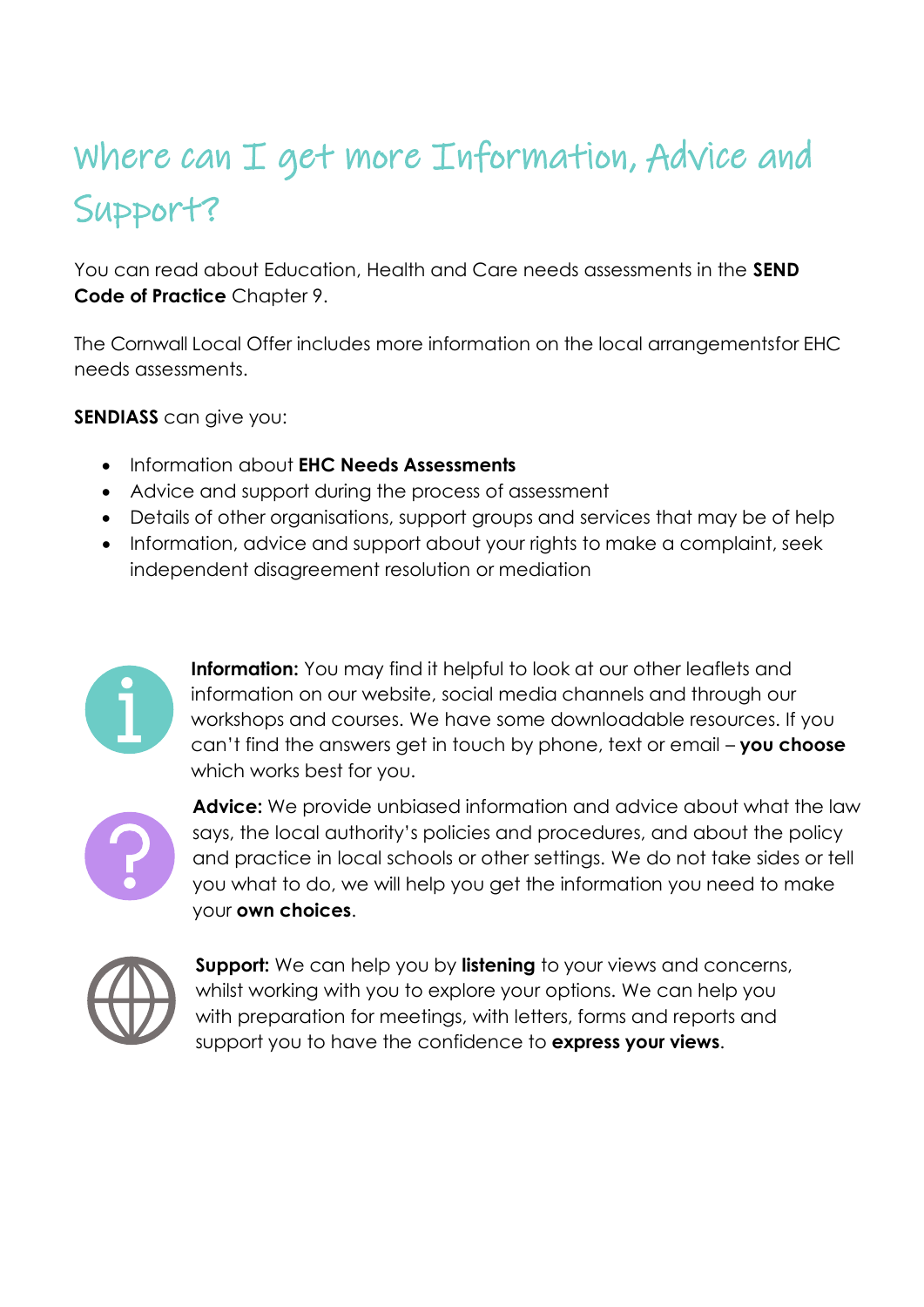# Where can I get more Information, Advice and Support?

You can read about Education, Health and Care needs assessments in the **SEND Code of Practice** Chapter 9.

The Cornwall Local Offer includes more information on the local arrangementsfor EHC needs assessments.

**SENDIASS** can give you:

- Information about **EHC Needs Assessments**
- Advice and support during the process of assessment
- Details of other organisations, support groups and services that may be of help
- Information, advice and support about your rights to make a complaint, seek independent disagreement resolution or mediation

**Information:** You may find it helpful to look at our other leaflets and information on our website, social media channels and through our workshops and courses. We have some downloadable resources. If you can't find the answers get in touch by phone, text or email – **you choose** which works best for you.

**Advice:** We provide unbiased information and advice about what the law says, the local authority's policies and procedures, and about the policy and practice in local schools or other settings. We do not take sides or tell you what to do, we will help you get the information you need to make your **own choices**.

**Support:** We can help you by **listening** to your views and concerns, whilst working with you to explore your options. We can help you with preparation for meetings, with letters, forms and reports and support you to have the confidence to **express your views**.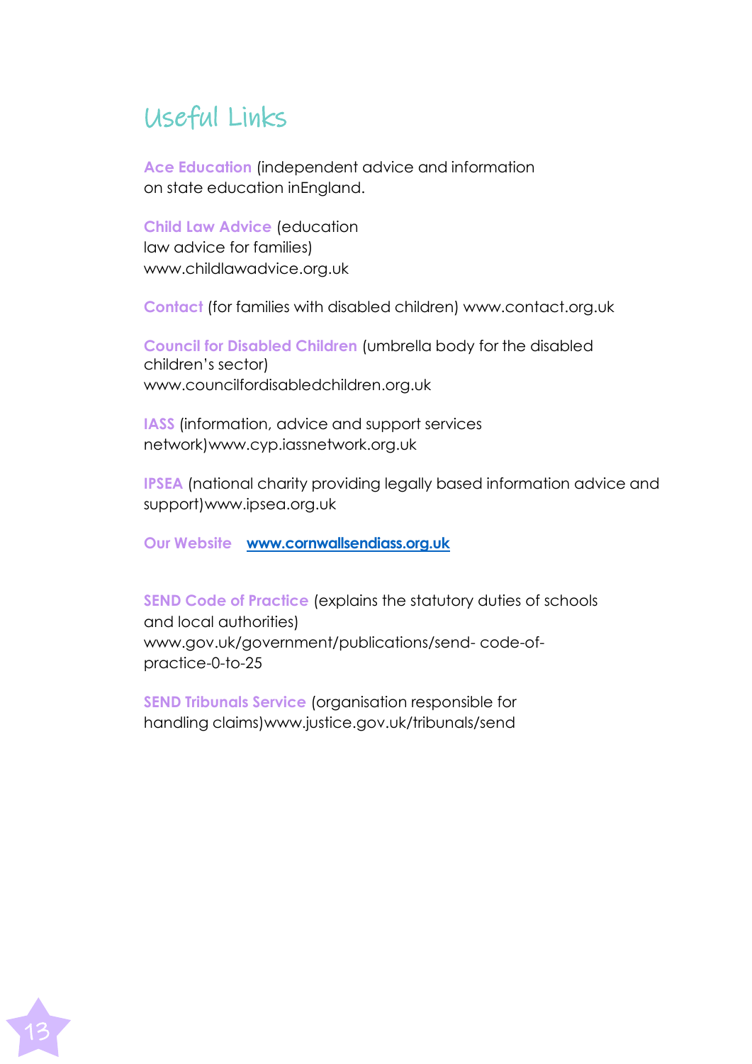# Useful Links

**Ace Education** (independent advice and information on state education inEngland.

**Child Law Advice** (education law advice for families) www.childlawadvice.org.uk

**Contact** (for families with disabled children) www.contact.org.uk

**Council for Disabled Children** (umbrella body for the disabled children's sector) www.councilfordisabledchildren.org.uk

**IASS** (information, advice and support services network)www.cyp.iassnetwork.org.uk

**IPSEA** (national charity providing legally based information advice and support)www.ipsea.org.uk

**Our Website** [www.cornwallsendiass.org.uk](http://www.cornwallsendiass.org.uk)

**SEND Code of Practice** (explains the statutory duties of schools and local authorities) www.gov.uk/government/publications/send- code-of-practice-0-to-25

**SEND Tribunals Service** (organisation responsible for handling claims)www.justice.gov.uk/tribunals/send